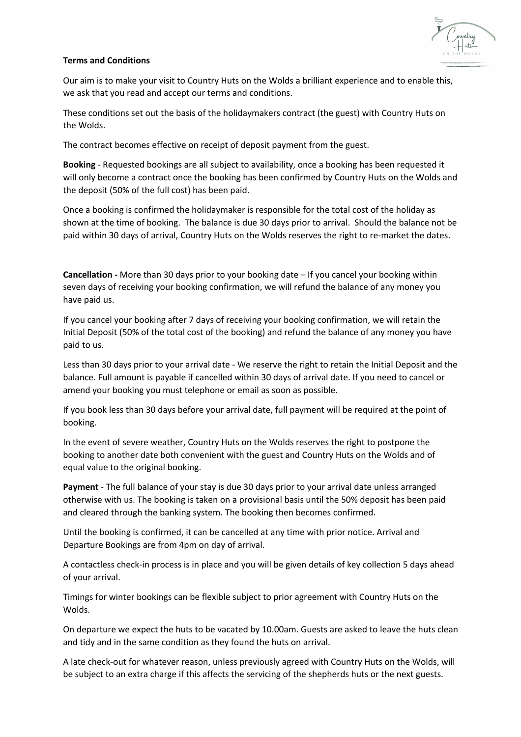**Terms and Conditions**

Our aim is to make your visit to Country Huts on the Wolds a brilliant experience and to enable this, we ask that you read and accept our terms and conditions.

These conditions set out the basis of the holidaymakers contract (the guest) with Country Huts on the Wolds.

The contract becomes effective on receipt of deposit payment from the guest.

**Booking** - Requested bookings are all subject to availability, once a booking has been requested it will only become a contract once the booking has been confirmed by Country Huts on the Wolds and the deposit (50% of the full cost) has been paid.

Once a booking is confirmed the holidaymaker is responsible for the total cost of the holiday as shown at the time of booking. The balance is due 30 days prior to arrival. Should the balance not be paid within 30 days of arrival, Country Huts on the Wolds reserves the right to re-market the dates.

**Cancellation -** More than 30 days prior to your booking date – If you cancel your booking within seven days of receiving your booking confirmation, we will refund the balance of any money you have paid us.

If you cancel your booking after 7 days of receiving your booking confirmation, we will retain the Initial Deposit (50% of the total cost of the booking) and refund the balance of any money you have paid to us.

Less than 30 days prior to your arrival date - We reserve the right to retain the Initial Deposit and the balance. Full amount is payable if cancelled within 30 days of arrival date. If you need to cancel or amend your booking you must telephone or email as soon as possible.

If you book less than 30 days before your arrival date, full payment will be required at the point of booking.

In the event of severe weather, Country Huts on the Wolds reserves the right to postpone the booking to another date both convenient with the guest and Country Huts on the Wolds and of equal value to the original booking.

**Payment** - The full balance of your stay is due 30 days prior to your arrival date unless arranged otherwise with us. The booking is taken on a provisional basis until the 50% deposit has been paid and cleared through the banking system. The booking then becomes confirmed.

Until the booking is confirmed, it can be cancelled at any time with prior notice. Arrival and Departure Bookings are from 4pm on day of arrival.

A contactless check-in process is in place and you will be given details of key collection 5 days ahead of your arrival.

Timings for winter bookings can be flexible subject to prior agreement with Country Huts on the Wolds.

On departure we expect the huts to be vacated by 10.00am. Guests are asked to leave the huts clean and tidy and in the same condition as they found the huts on arrival.

A late check-out for whatever reason, unless previously agreed with Country Huts on the Wolds, will be subject to an extra charge if this affects the servicing of the shepherds huts or the next guests.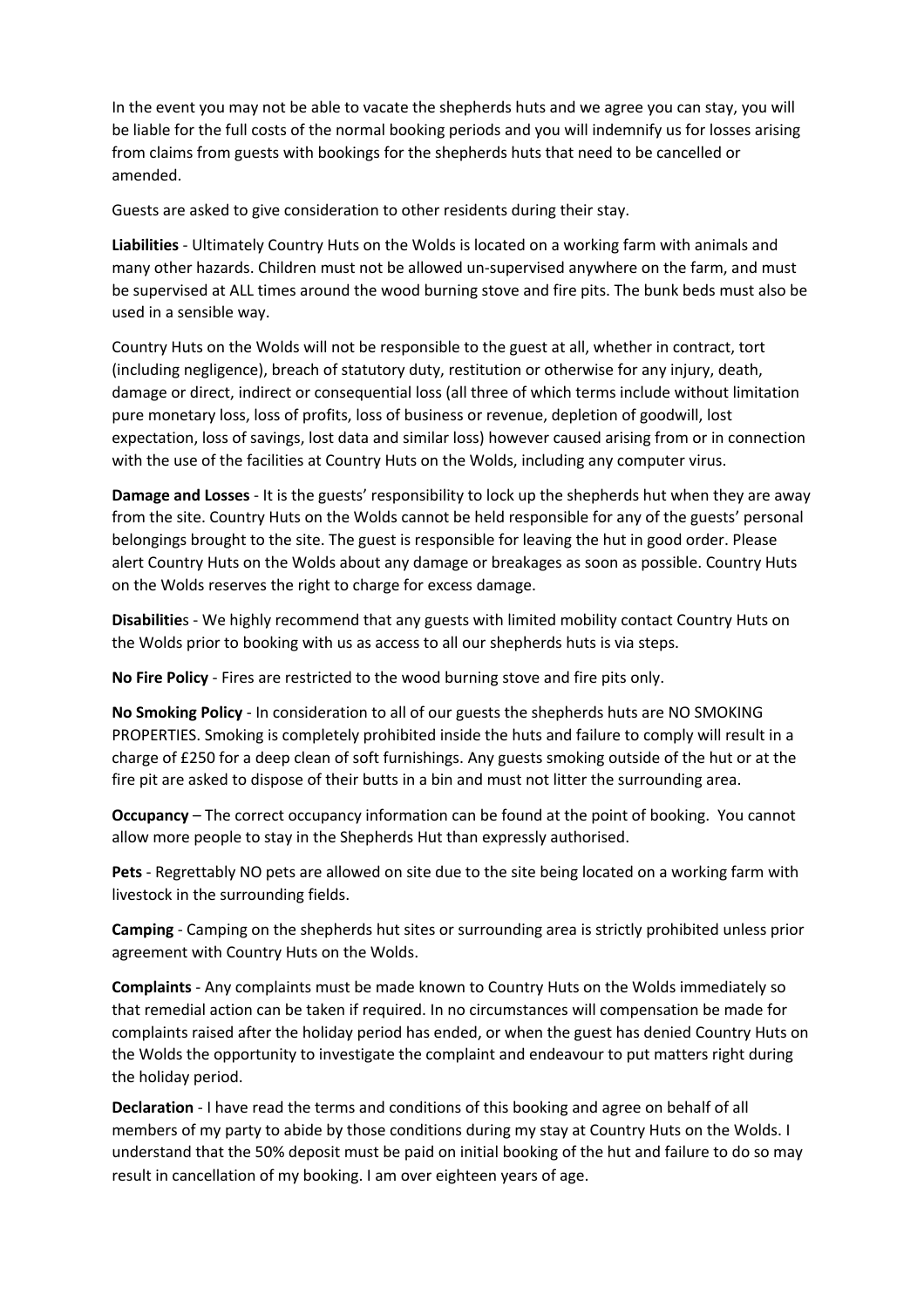In the event you may not be able to vacate the shepherds huts and we agree you can stay, you will be liable for the full costs of the normal booking periods and you will indemnify us for losses arising from claims from guests with bookings for the shepherds huts that need to be cancelled or amended.

Guests are asked to give consideration to other residents during their stay.

**Liabilities** - Ultimately Country Huts on the Wolds is located on a working farm with animals and many other hazards. Children must not be allowed un-supervised anywhere on the farm, and must be supervised at ALL times around the wood burning stove and fire pits. The bunk beds must also be used in a sensible way.

Country Huts on the Wolds will not be responsible to the guest at all, whether in contract, tort (including negligence), breach of statutory duty, restitution or otherwise for any injury, death, damage or direct, indirect or consequential loss (all three of which terms include without limitation pure monetary loss, loss of profits, loss of business or revenue, depletion of goodwill, lost expectation, loss of savings, lost data and similar loss) however caused arising from or in connection with the use of the facilities at Country Huts on the Wolds, including any computer virus.

**Damage and Losses** - It is the guests' responsibility to lock up the shepherds hut when they are away from the site. Country Huts on the Wolds cannot be held responsible for any of the guests' personal belongings brought to the site. The guest is responsible for leaving the hut in good order. Please alert Country Huts on the Wolds about any damage or breakages as soon as possible. Country Huts on the Wolds reserves the right to charge for excess damage.

**Disabilitie**s - We highly recommend that any guests with limited mobility contact Country Huts on the Wolds prior to booking with us as access to all our shepherds huts is via steps.

**No Fire Policy** - Fires are restricted to the wood burning stove and fire pits only.

**No Smoking Policy** - In consideration to all of our guests the shepherds huts are NO SMOKING PROPERTIES. Smoking is completely prohibited inside the huts and failure to comply will result in a charge of £250 for a deep clean of soft furnishings. Any guests smoking outside of the hut or at the fire pit are asked to dispose of their butts in a bin and must not litter the surrounding area.

**Occupancy** – The correct occupancy information can be found at the point of booking. You cannot allow more people to stay in the Shepherds Hut than expressly authorised.

**Pets** - Regrettably NO pets are allowed on site due to the site being located on a working farm with livestock in the surrounding fields.

**Camping** - Camping on the shepherds hut sites or surrounding area is strictly prohibited unless prior agreement with Country Huts on the Wolds.

**Complaints** - Any complaints must be made known to Country Huts on the Wolds immediately so that remedial action can be taken if required. In no circumstances will compensation be made for complaints raised after the holiday period has ended, or when the guest has denied Country Huts on the Wolds the opportunity to investigate the complaint and endeavour to put matters right during the holiday period.

**Declaration** - I have read the terms and conditions of this booking and agree on behalf of all members of my party to abide by those conditions during my stay at Country Huts on the Wolds. I understand that the 50% deposit must be paid on initial booking of the hut and failure to do so may result in cancellation of my booking. I am over eighteen years of age.